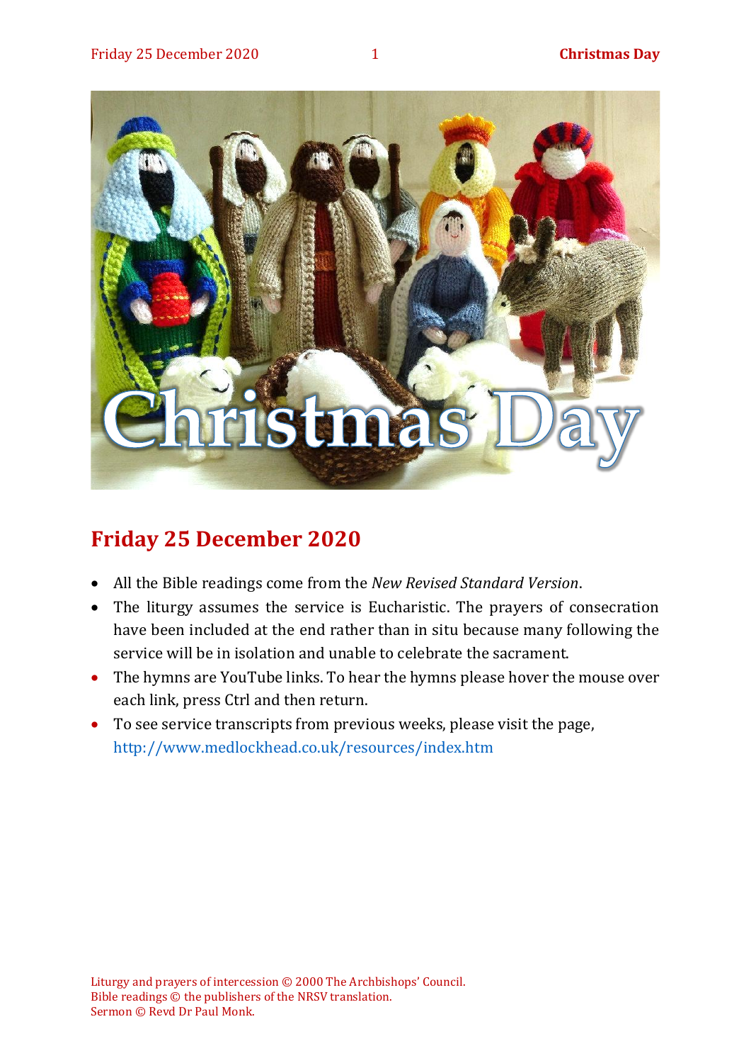## Friday 25 December 2020

- All the Bible readings come from the *New Revised Standard Version*.
- The liturgy assumes the service is Eucharistic. The prayers of consecration have been included at the end rather than in situ because many following the service will be in isolation and unable to celebrate the sacrament.
- The hymns are YouTube links. To hear the hymns please hover the mouse over each link, press Ctrl and then return.
- To see service transcripts from previous weeks, please visit the page, http://www.medlockhead.co.uk/resources/index.htm

Liturgy and prayers of intercession © 2000 The Archbishops' Council.
Bible readings © the publishers of the NRSV translation.
Sermon © Revd Dr Paul Monk.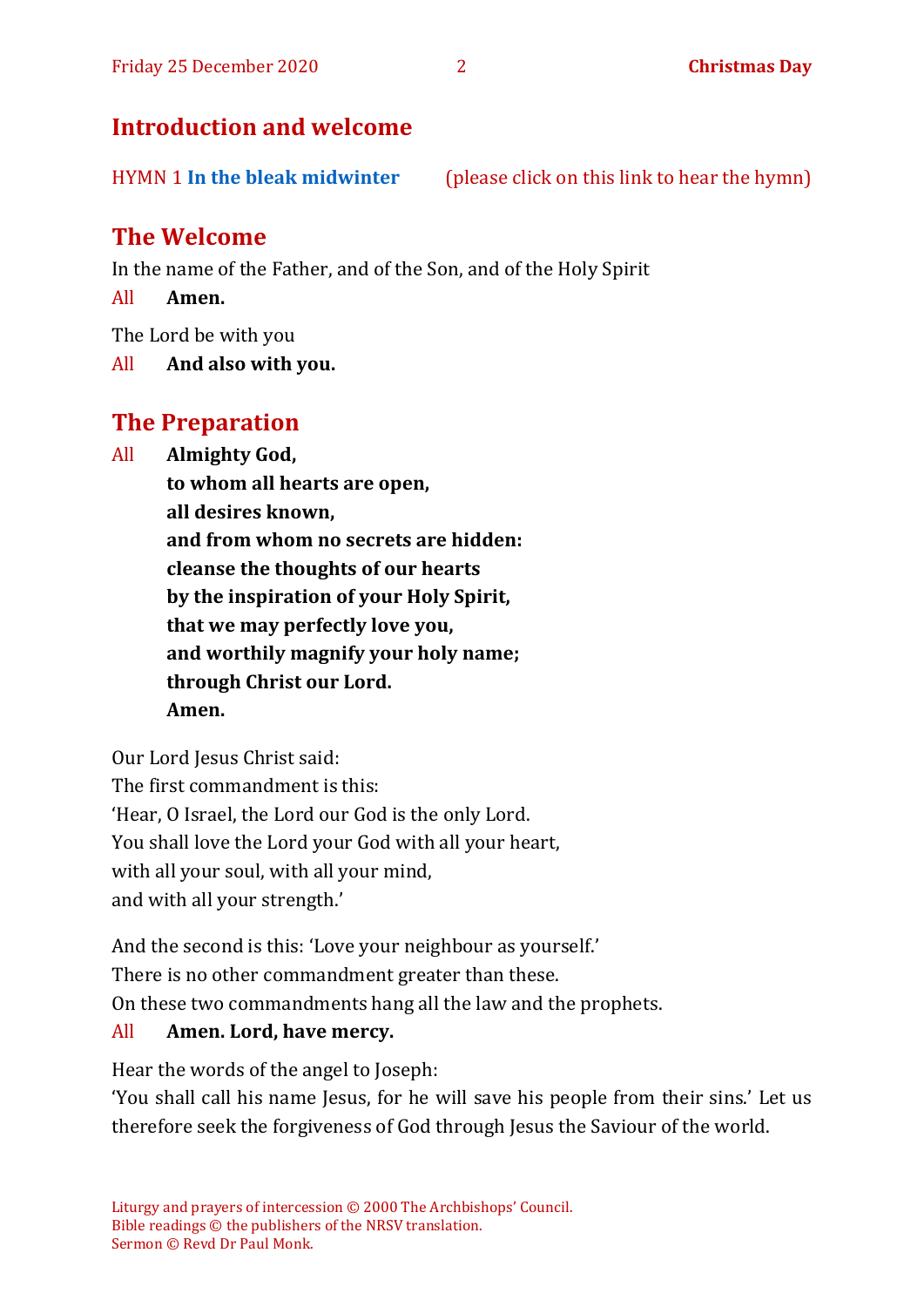## Introduction and welcome

HYMN 1 **In the bleak midwinter** (please click on this link to hear the hymn)

## The Welcome

In the name of the Father, and of the Son, and of the Holy Spirit

All **Amen.**

The Lord be with you

All **And also with you.**

## The Preparation

All **Almighty God,**
**to whom all hearts are open,**
**all desires known,**
**and from whom no secrets are hidden:**
**cleanse the thoughts of our hearts**
**by the inspiration of your Holy Spirit,**
**that we may perfectly love you,**
**and worthily magnify your holy name;**
**through Christ our Lord.**
**Amen.**

Our Lord Jesus Christ said:
The first commandment is this:
'Hear, O Israel, the Lord our God is the only Lord.
You shall love the Lord your God with all your heart,
with all your soul, with all your mind,
and with all your strength.'

And the second is this: 'Love your neighbour as yourself.'
There is no other commandment greater than these.
On these two commandments hang all the law and the prophets.

All **Amen. Lord, have mercy.**

Hear the words of the angel to Joseph:
'You shall call his name Jesus, for he will save his people from their sins.' Let us therefore seek the forgiveness of God through Jesus the Saviour of the world.

Liturgy and prayers of intercession © 2000 The Archbishops' Council.
Bible readings © the publishers of the NRSV translation.
Sermon © Revd Dr Paul Monk.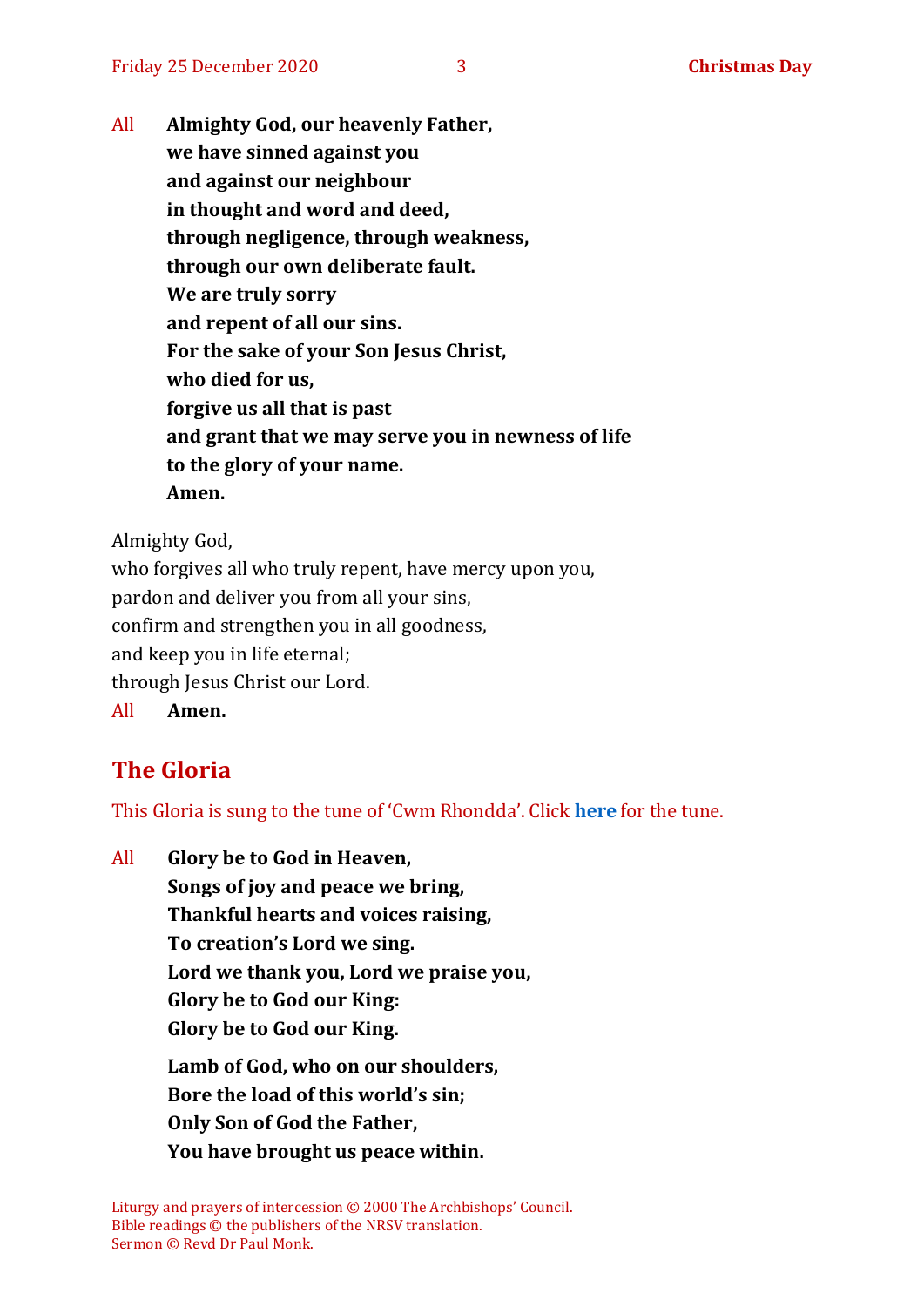All **Almighty God, our heavenly Father,**
**we have sinned against you**
**and against our neighbour**
**in thought and word and deed,**
**through negligence, through weakness,**
**through our own deliberate fault.**
**We are truly sorry**
**and repent of all our sins.**
**For the sake of your Son Jesus Christ,**
**who died for us,**
**forgive us all that is past**
**and grant that we may serve you in newness of life**
**to the glory of your name.**
**Amen.**

Almighty God,
who forgives all who truly repent, have mercy upon you,
pardon and deliver you from all your sins,
confirm and strengthen you in all goodness,
and keep you in life eternal;
through Jesus Christ our Lord.
All **Amen.**

## The Gloria

This Gloria is sung to the tune of 'Cwm Rhondda'. Click **here** for the tune.

All **Glory be to God in Heaven,**
**Songs of joy and peace we bring,**
**Thankful hearts and voices raising,**
**To creation's Lord we sing.**
**Lord we thank you, Lord we praise you,**
**Glory be to God our King:**
**Glory be to God our King.**

**Lamb of God, who on our shoulders,**
**Bore the load of this world's sin;**
**Only Son of God the Father,**
**You have brought us peace within.**

Liturgy and prayers of intercession © 2000 The Archbishops' Council.
Bible readings © the publishers of the NRSV translation.
Sermon © Revd Dr Paul Monk.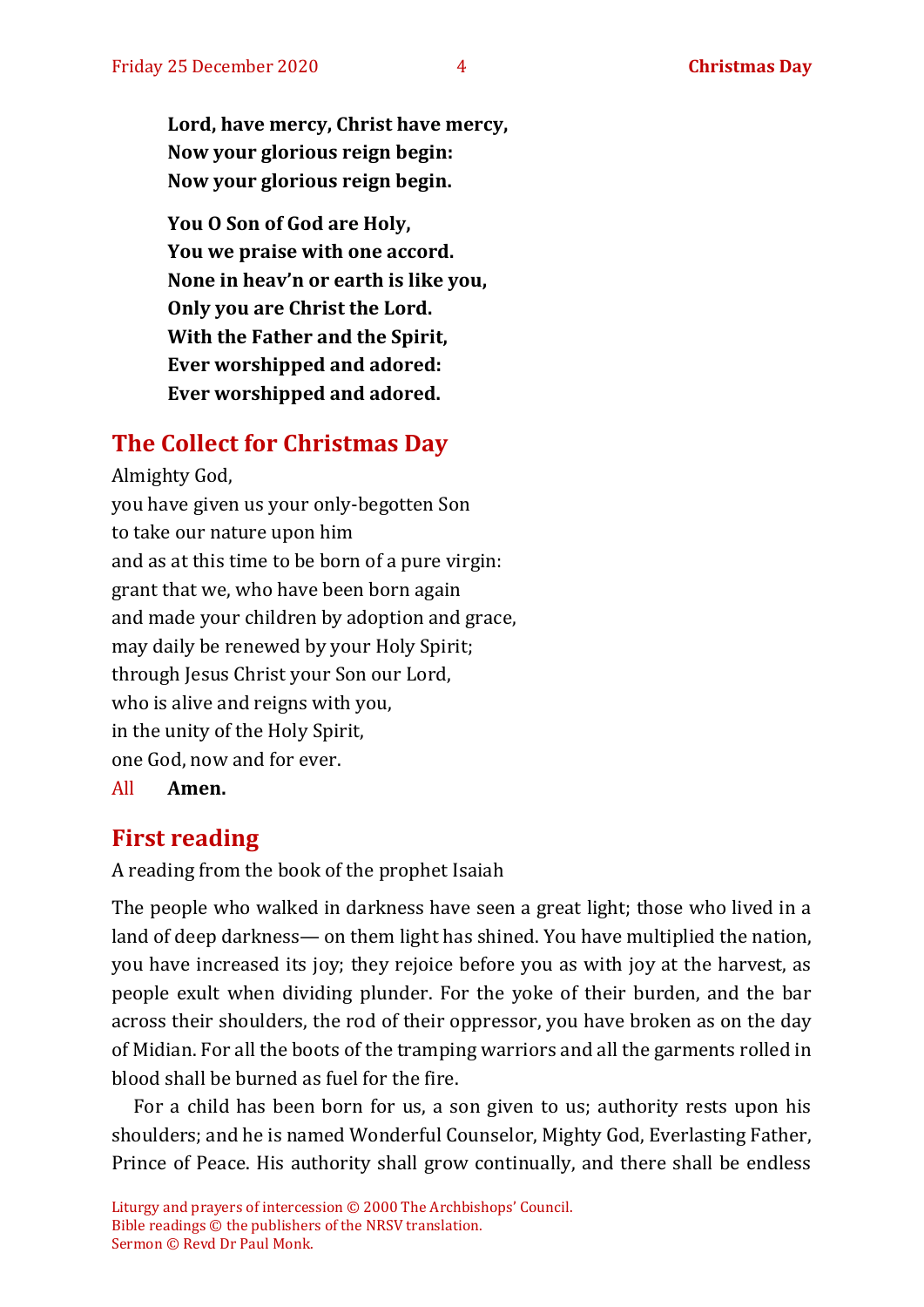**Lord, have mercy, Christ have mercy,**
**Now your glorious reign begin:**
**Now your glorious reign begin.**

**You O Son of God are Holy,**
**You we praise with one accord.**
**None in heav'n or earth is like you,**
**Only you are Christ the Lord.**
**With the Father and the Spirit,**
**Ever worshipped and adored:**
**Ever worshipped and adored.**

## The Collect for Christmas Day

Almighty God,
you have given us your only-begotten Son
to take our nature upon him
and as at this time to be born of a pure virgin:
grant that we, who have been born again
and made your children by adoption and grace,
may daily be renewed by your Holy Spirit;
through Jesus Christ your Son our Lord,
who is alive and reigns with you,
in the unity of the Holy Spirit,
one God, now and for ever.

All **Amen.**

## First reading

A reading from the book of the prophet Isaiah

The people who walked in darkness have seen a great light; those who lived in a land of deep darkness— on them light has shined. You have multiplied the nation, you have increased its joy; they rejoice before you as with joy at the harvest, as people exult when dividing plunder. For the yoke of their burden, and the bar across their shoulders, the rod of their oppressor, you have broken as on the day of Midian. For all the boots of the tramping warriors and all the garments rolled in blood shall be burned as fuel for the fire.

For a child has been born for us, a son given to us; authority rests upon his shoulders; and he is named Wonderful Counselor, Mighty God, Everlasting Father, Prince of Peace. His authority shall grow continually, and there shall be endless

Liturgy and prayers of intercession © 2000 The Archbishops' Council.
Bible readings © the publishers of the NRSV translation.
Sermon © Revd Dr Paul Monk.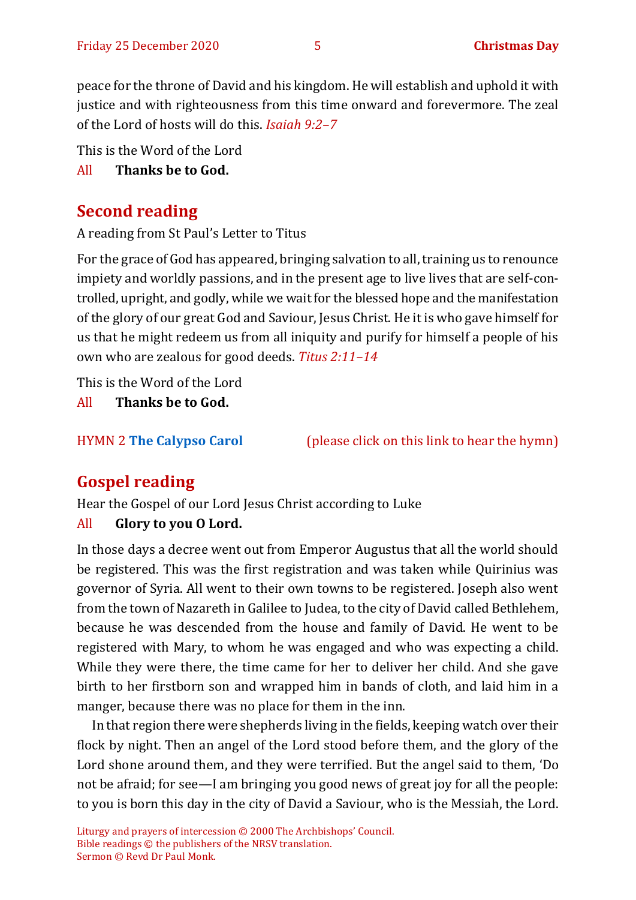peace for the throne of David and his kingdom. He will establish and uphold it with justice and with righteousness from this time onward and forevermore. The zeal of the Lord of hosts will do this. *Isaiah 9:2–7*

This is the Word of the Lord
All **Thanks be to God.**

## Second reading

A reading from St Paul's Letter to Titus

For the grace of God has appeared, bringing salvation to all, training us to renounce impiety and worldly passions, and in the present age to live lives that are self-controlled, upright, and godly, while we wait for the blessed hope and the manifestation of the glory of our great God and Saviour, Jesus Christ. He it is who gave himself for us that he might redeem us from all iniquity and purify for himself a people of his own who are zealous for good deeds. *Titus 2:11–14*

This is the Word of the Lord
All **Thanks be to God.**

HYMN 2 **The Calypso Carol** (please click on this link to hear the hymn)

## Gospel reading

Hear the Gospel of our Lord Jesus Christ according to Luke
All **Glory to you O Lord.**

In those days a decree went out from Emperor Augustus that all the world should be registered. This was the first registration and was taken while Quirinius was governor of Syria. All went to their own towns to be registered. Joseph also went from the town of Nazareth in Galilee to Judea, to the city of David called Bethlehem, because he was descended from the house and family of David. He went to be registered with Mary, to whom he was engaged and who was expecting a child. While they were there, the time came for her to deliver her child. And she gave birth to her firstborn son and wrapped him in bands of cloth, and laid him in a manger, because there was no place for them in the inn.

In that region there were shepherds living in the fields, keeping watch over their flock by night. Then an angel of the Lord stood before them, and the glory of the Lord shone around them, and they were terrified. But the angel said to them, 'Do not be afraid; for see—I am bringing you good news of great joy for all the people: to you is born this day in the city of David a Saviour, who is the Messiah, the Lord.

Liturgy and prayers of intercession © 2000 The Archbishops' Council.
Bible readings © the publishers of the NRSV translation.
Sermon © Revd Dr Paul Monk.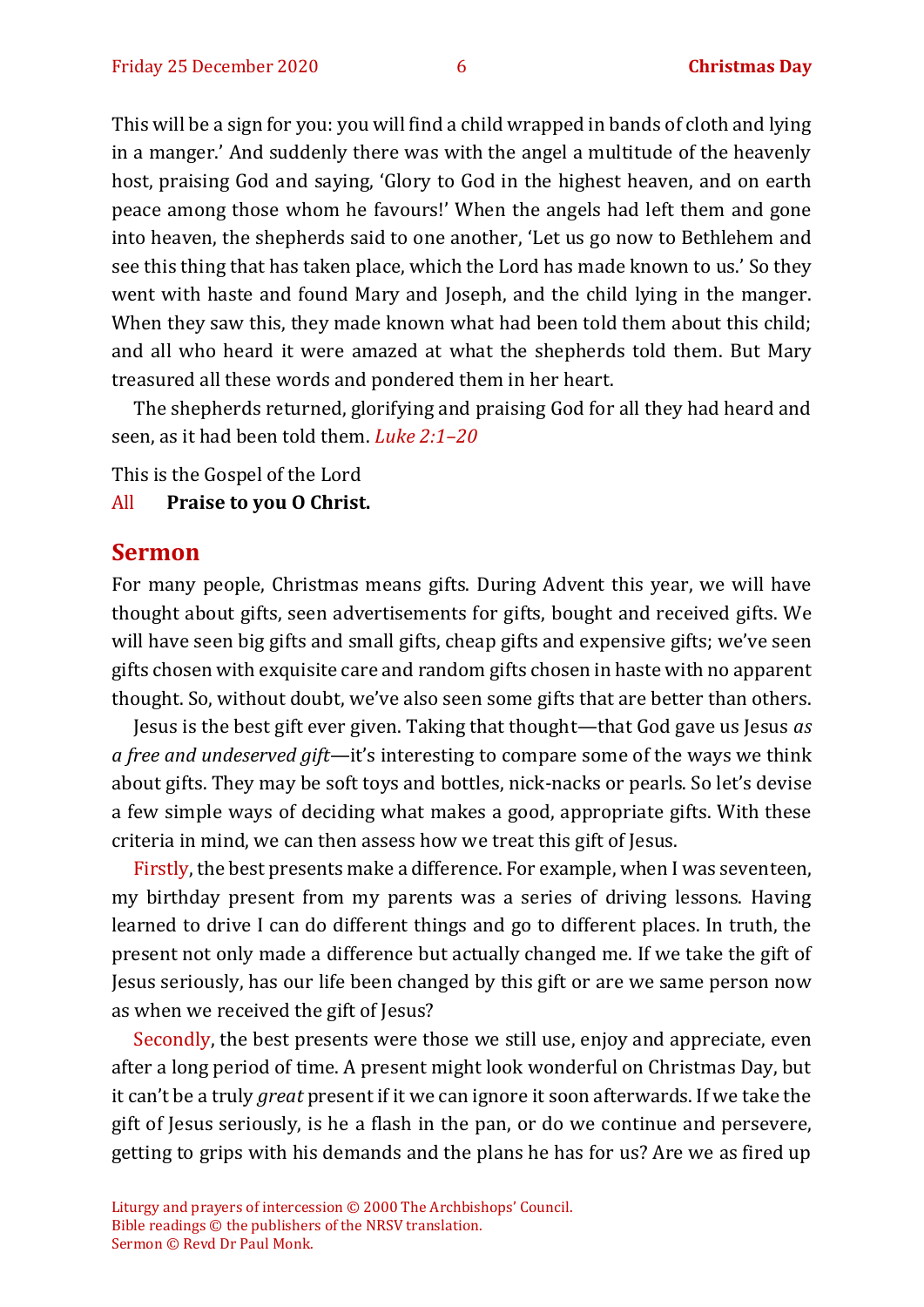This will be a sign for you: you will find a child wrapped in bands of cloth and lying in a manger.' And suddenly there was with the angel a multitude of the heavenly host, praising God and saying, 'Glory to God in the highest heaven, and on earth peace among those whom he favours!' When the angels had left them and gone into heaven, the shepherds said to one another, 'Let us go now to Bethlehem and see this thing that has taken place, which the Lord has made known to us.' So they went with haste and found Mary and Joseph, and the child lying in the manger. When they saw this, they made known what had been told them about this child; and all who heard it were amazed at what the shepherds told them. But Mary treasured all these words and pondered them in her heart.

The shepherds returned, glorifying and praising God for all they had heard and seen, as it had been told them. *Luke 2:1–20*

This is the Gospel of the Lord
All **Praise to you O Christ.**

## Sermon

For many people, Christmas means gifts. During Advent this year, we will have thought about gifts, seen advertisements for gifts, bought and received gifts. We will have seen big gifts and small gifts, cheap gifts and expensive gifts; we've seen gifts chosen with exquisite care and random gifts chosen in haste with no apparent thought. So, without doubt, we've also seen some gifts that are better than others.

Jesus is the best gift ever given. Taking that thought—that God gave us Jesus *as a free and undeserved gift*—it's interesting to compare some of the ways we think about gifts. They may be soft toys and bottles, nick-nacks or pearls. So let's devise a few simple ways of deciding what makes a good, appropriate gifts. With these criteria in mind, we can then assess how we treat this gift of Jesus.

Firstly, the best presents make a difference. For example, when I was seventeen, my birthday present from my parents was a series of driving lessons. Having learned to drive I can do different things and go to different places. In truth, the present not only made a difference but actually changed me. If we take the gift of Jesus seriously, has our life been changed by this gift or are we same person now as when we received the gift of Jesus?

Secondly, the best presents were those we still use, enjoy and appreciate, even after a long period of time. A present might look wonderful on Christmas Day, but it can't be a truly *great* present if it we can ignore it soon afterwards. If we take the gift of Jesus seriously, is he a flash in the pan, or do we continue and persevere, getting to grips with his demands and the plans he has for us? Are we as fired up

Liturgy and prayers of intercession © 2000 The Archbishops' Council.
Bible readings © the publishers of the NRSV translation.
Sermon © Revd Dr Paul Monk.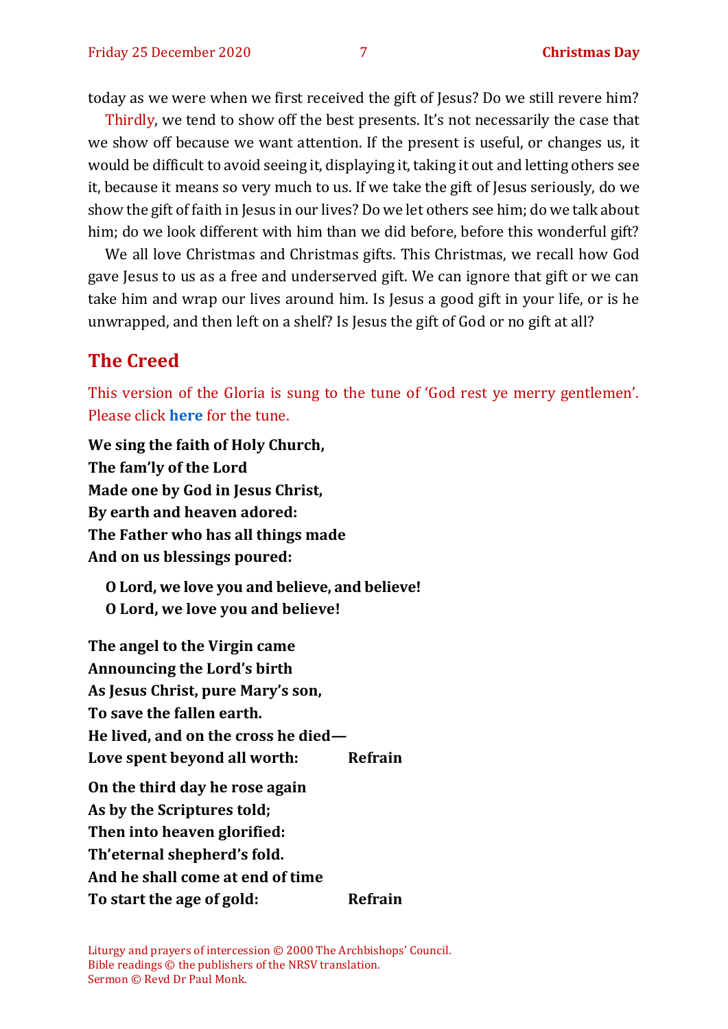today as we were when we first received the gift of Jesus? Do we still revere him?

Thirdly, we tend to show off the best presents. It's not necessarily the case that we show off because we want attention. If the present is useful, or changes us, it would be difficult to avoid seeing it, displaying it, taking it out and letting others see it, because it means so very much to us. If we take the gift of Jesus seriously, do we show the gift of faith in Jesus in our lives? Do we let others see him; do we talk about him; do we look different with him than we did before, before this wonderful gift?

We all love Christmas and Christmas gifts. This Christmas, we recall how God gave Jesus to us as a free and underserved gift. We can ignore that gift or we can take him and wrap our lives around him. Is Jesus a good gift in your life, or is he unwrapped, and then left on a shelf? Is Jesus the gift of God or no gift at all?

## The Creed

This version of the Gloria is sung to the tune of 'God rest ye merry gentlemen'. Please click **here** for the tune.

**We sing the faith of Holy Church,**
**The fam'ly of the Lord**
**Made one by God in Jesus Christ,**
**By earth and heaven adored:**
**The Father who has all things made**
**And on us blessings poured:**

> **O Lord, we love you and believe, and believe!**
> **O Lord, we love you and believe!**

**The angel to the Virgin came**
**Announcing the Lord's birth**
**As Jesus Christ, pure Mary's son,**
**To save the fallen earth.**
**He lived, and on the cross he died—**
**Love spent beyond all worth: Refrain**

**On the third day he rose again**
**As by the Scriptures told;**
**Then into heaven glorified:**
**Th'eternal shepherd's fold.**
**And he shall come at end of time**
**To start the age of gold: Refrain**

Liturgy and prayers of intercession © 2000 The Archbishops' Council.
Bible readings © the publishers of the NRSV translation.
Sermon © Revd Dr Paul Monk.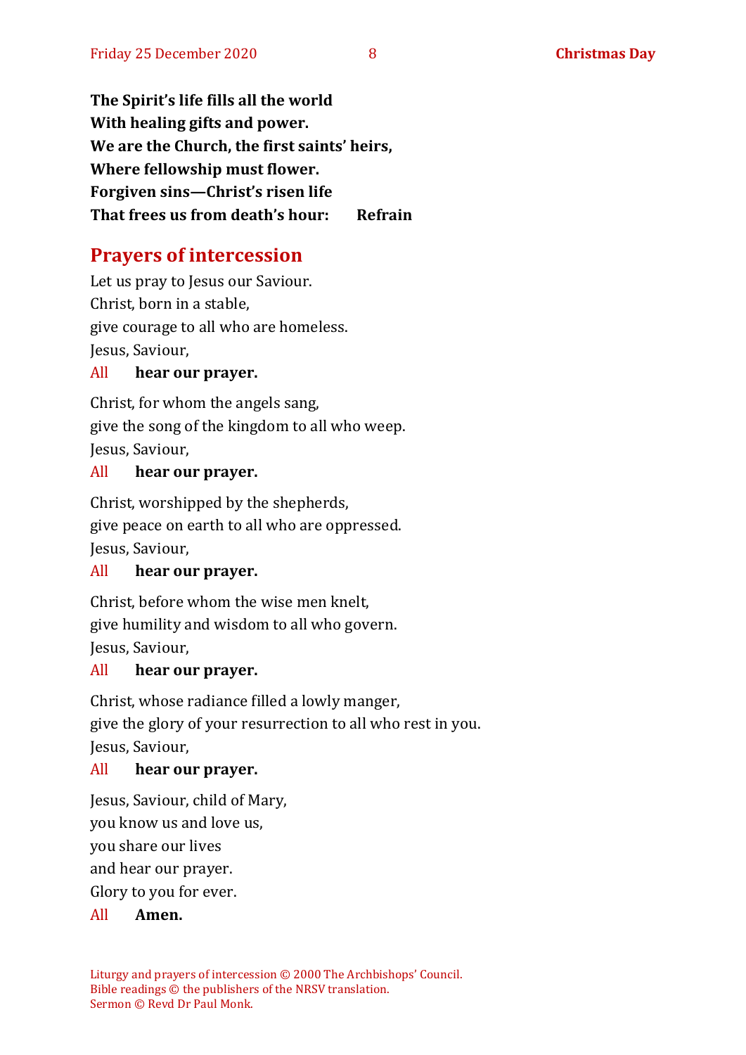**The Spirit's life fills all the world**
**With healing gifts and power.**
**We are the Church, the first saints' heirs,**
**Where fellowship must flower.**
**Forgiven sins—Christ's risen life**
**That frees us from death's hour:** **Refrain**

## Prayers of intercession

Let us pray to Jesus our Saviour.
Christ, born in a stable,
give courage to all who are homeless.
Jesus, Saviour,

All **hear our prayer.**

Christ, for whom the angels sang,
give the song of the kingdom to all who weep.
Jesus, Saviour,

All **hear our prayer.**

Christ, worshipped by the shepherds,
give peace on earth to all who are oppressed.
Jesus, Saviour,

All **hear our prayer.**

Christ, before whom the wise men knelt,
give humility and wisdom to all who govern.
Jesus, Saviour,

All **hear our prayer.**

Christ, whose radiance filled a lowly manger,
give the glory of your resurrection to all who rest in you.
Jesus, Saviour,

All **hear our prayer.**

Jesus, Saviour, child of Mary,
you know us and love us,
you share our lives
and hear our prayer.
Glory to you for ever.

All **Amen.**

Liturgy and prayers of intercession © 2000 The Archbishops' Council.
Bible readings © the publishers of the NRSV translation.
Sermon © Revd Dr Paul Monk.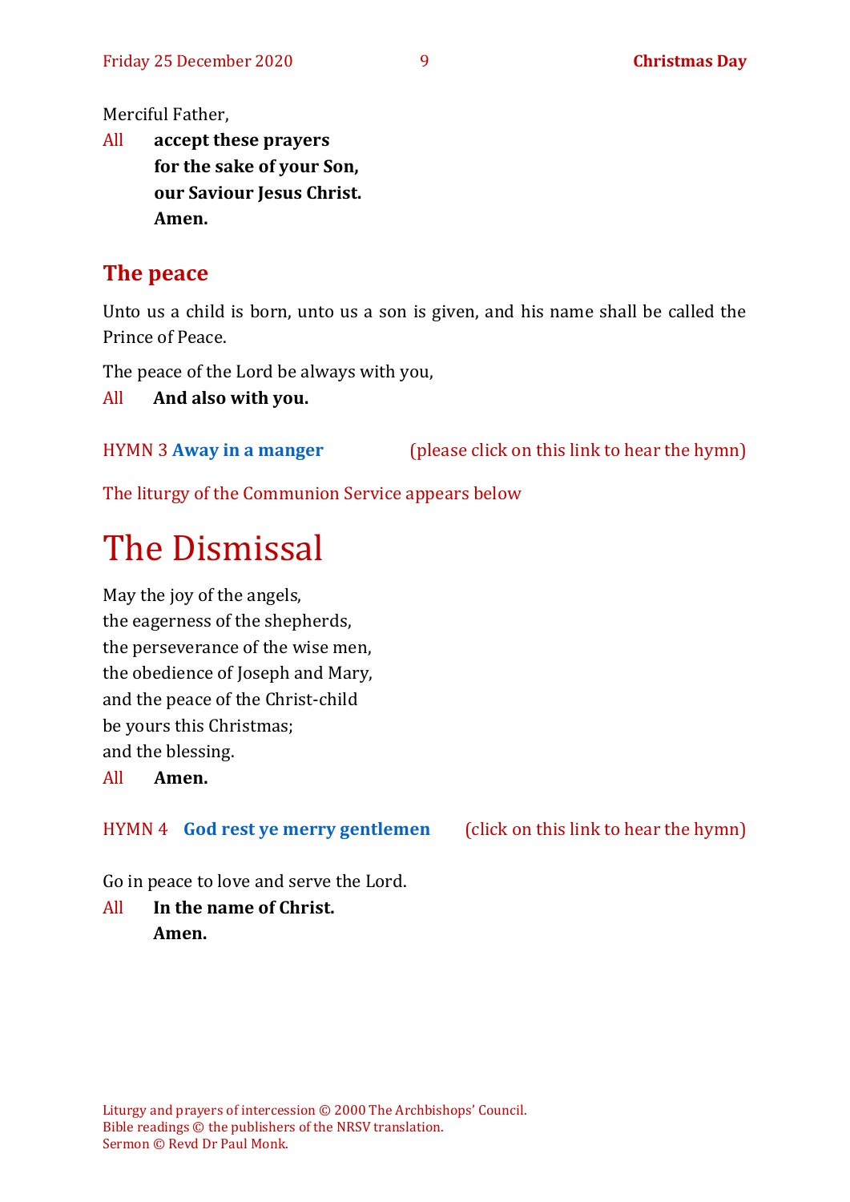Merciful Father,

All **accept these prayers**
**for the sake of your Son,**
**our Saviour Jesus Christ.**
**Amen.**

## The peace

Unto us a child is born, unto us a son is given, and his name shall be called the Prince of Peace.

The peace of the Lord be always with you,

All **And also with you.**

HYMN 3 **Away in a manger** (please click on this link to hear the hymn)

The liturgy of the Communion Service appears below

# The Dismissal

May the joy of the angels,
the eagerness of the shepherds,
the perseverance of the wise men,
the obedience of Joseph and Mary,
and the peace of the Christ-child
be yours this Christmas;
and the blessing.

All **Amen.**

HYMN 4 **God rest ye merry gentlemen** (click on this link to hear the hymn)

Go in peace to love and serve the Lord.

All **In the name of Christ.**
**Amen.**

Liturgy and prayers of intercession © 2000 The Archbishops' Council.
Bible readings © the publishers of the NRSV translation.
Sermon © Revd Dr Paul Monk.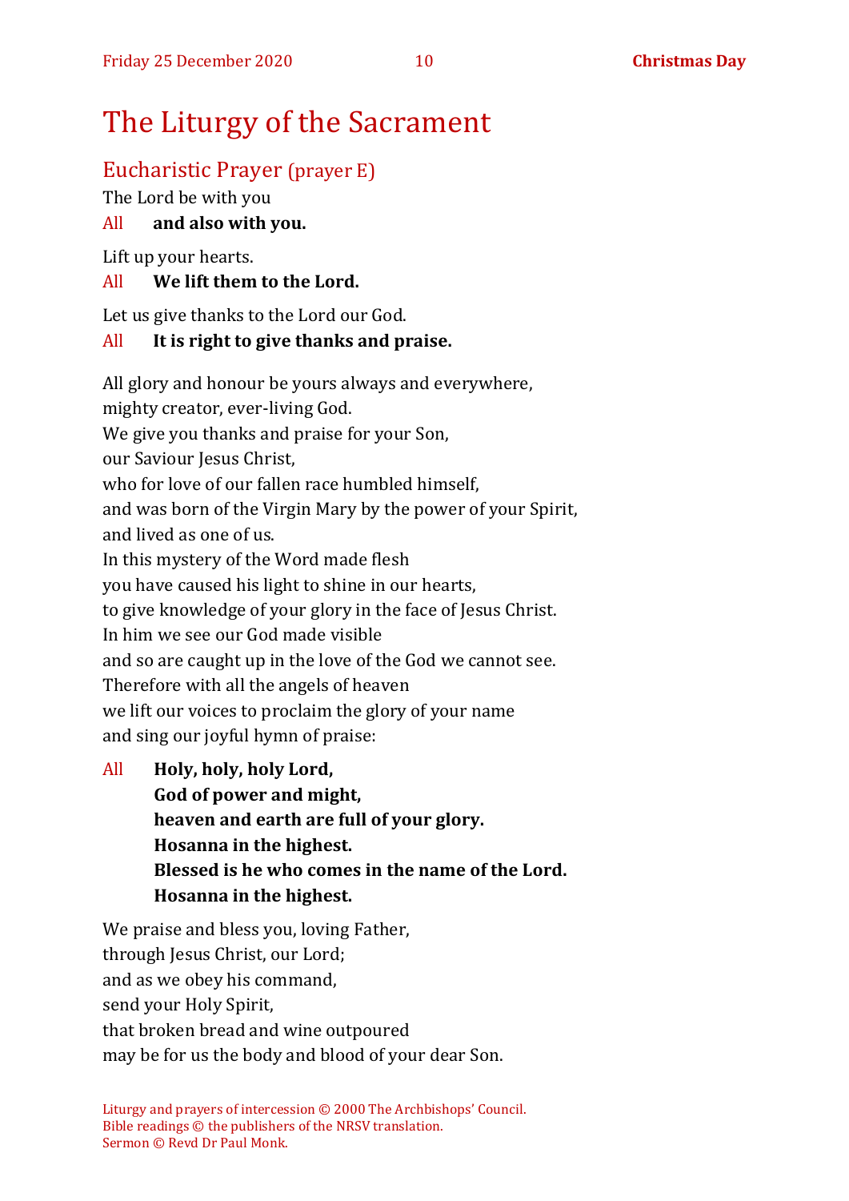# The Liturgy of the Sacrament

## Eucharistic Prayer (prayer E)

The Lord be with you

All **and also with you.**

Lift up your hearts.

All **We lift them to the Lord.**

Let us give thanks to the Lord our God.

All **It is right to give thanks and praise.**

All glory and honour be yours always and everywhere,
mighty creator, ever-living God.
We give you thanks and praise for your Son,
our Saviour Jesus Christ,
who for love of our fallen race humbled himself,
and was born of the Virgin Mary by the power of your Spirit,
and lived as one of us.
In this mystery of the Word made flesh
you have caused his light to shine in our hearts,
to give knowledge of your glory in the face of Jesus Christ.
In him we see our God made visible
and so are caught up in the love of the God we cannot see.
Therefore with all the angels of heaven
we lift our voices to proclaim the glory of your name
and sing our joyful hymn of praise:

All **Holy, holy, holy Lord,**
**God of power and might,**
**heaven and earth are full of your glory.**
**Hosanna in the highest.**
**Blessed is he who comes in the name of the Lord.**
**Hosanna in the highest.**

We praise and bless you, loving Father,
through Jesus Christ, our Lord;
and as we obey his command,
send your Holy Spirit,
that broken bread and wine outpoured
may be for us the body and blood of your dear Son.

Liturgy and prayers of intercession © 2000 The Archbishops' Council.
Bible readings © the publishers of the NRSV translation.
Sermon © Revd Dr Paul Monk.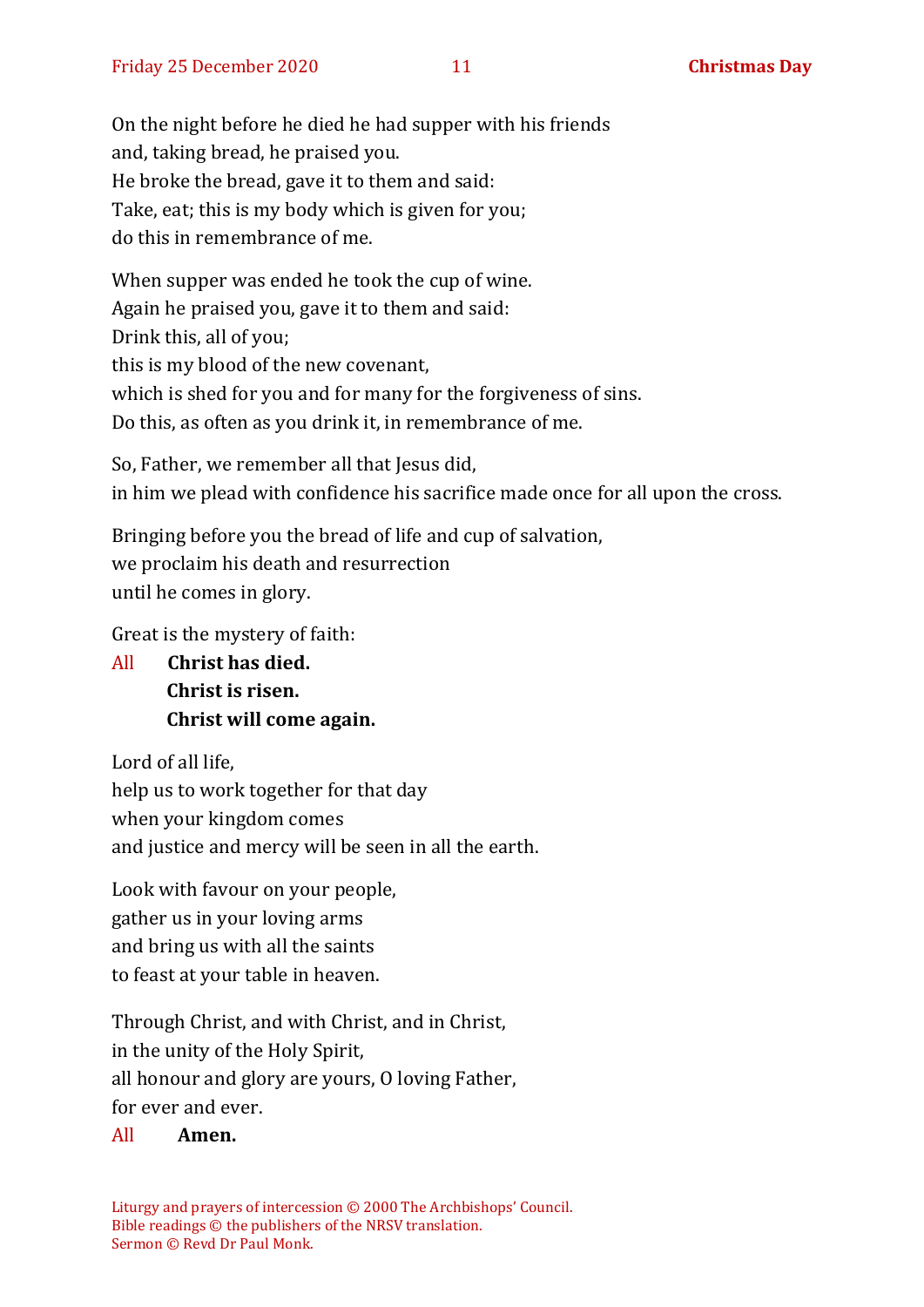On the night before he died he had supper with his friends
and, taking bread, he praised you.
He broke the bread, gave it to them and said:
Take, eat; this is my body which is given for you;
do this in remembrance of me.

When supper was ended he took the cup of wine.
Again he praised you, gave it to them and said:
Drink this, all of you;
this is my blood of the new covenant,
which is shed for you and for many for the forgiveness of sins.
Do this, as often as you drink it, in remembrance of me.

So, Father, we remember all that Jesus did,
in him we plead with confidence his sacrifice made once for all upon the cross.

Bringing before you the bread of life and cup of salvation,
we proclaim his death and resurrection
until he comes in glory.

Great is the mystery of faith:

All **Christ has died.**
**Christ is risen.**
**Christ will come again.**

Lord of all life,
help us to work together for that day
when your kingdom comes
and justice and mercy will be seen in all the earth.

Look with favour on your people,
gather us in your loving arms
and bring us with all the saints
to feast at your table in heaven.

Through Christ, and with Christ, and in Christ,
in the unity of the Holy Spirit,
all honour and glory are yours, O loving Father,
for ever and ever.

All **Amen.**

Liturgy and prayers of intercession © 2000 The Archbishops' Council.
Bible readings © the publishers of the NRSV translation.
Sermon © Revd Dr Paul Monk.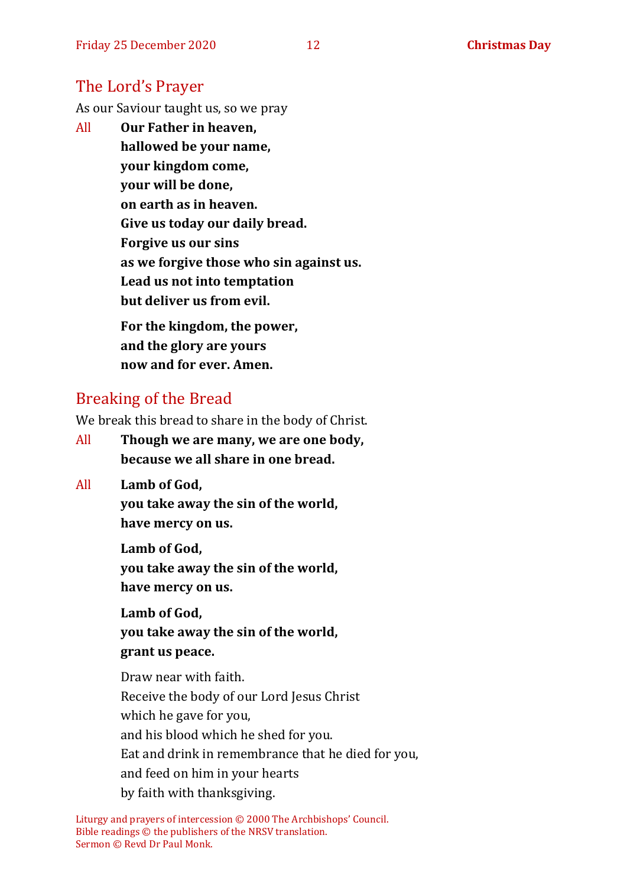## The Lord's Prayer

As our Saviour taught us, so we pray

All **Our Father in heaven,**
**hallowed be your name,**
**your kingdom come,**
**your will be done,**
**on earth as in heaven.**
**Give us today our daily bread.**
**Forgive us our sins**
**as we forgive those who sin against us.**
**Lead us not into temptation**
**but deliver us from evil.**

**For the kingdom, the power,**
**and the glory are yours**
**now and for ever. Amen.**

## Breaking of the Bread

We break this bread to share in the body of Christ.

All **Though we are many, we are one body,**
**because we all share in one bread.**

All **Lamb of God,**
**you take away the sin of the world,**
**have mercy on us.**

**Lamb of God,**
**you take away the sin of the world,**
**have mercy on us.**

**Lamb of God,**
**you take away the sin of the world,**
**grant us peace.**

Draw near with faith.
Receive the body of our Lord Jesus Christ
which he gave for you,
and his blood which he shed for you.
Eat and drink in remembrance that he died for you,
and feed on him in your hearts
by faith with thanksgiving.

Liturgy and prayers of intercession © 2000 The Archbishops' Council.
Bible readings © the publishers of the NRSV translation.
Sermon © Revd Dr Paul Monk.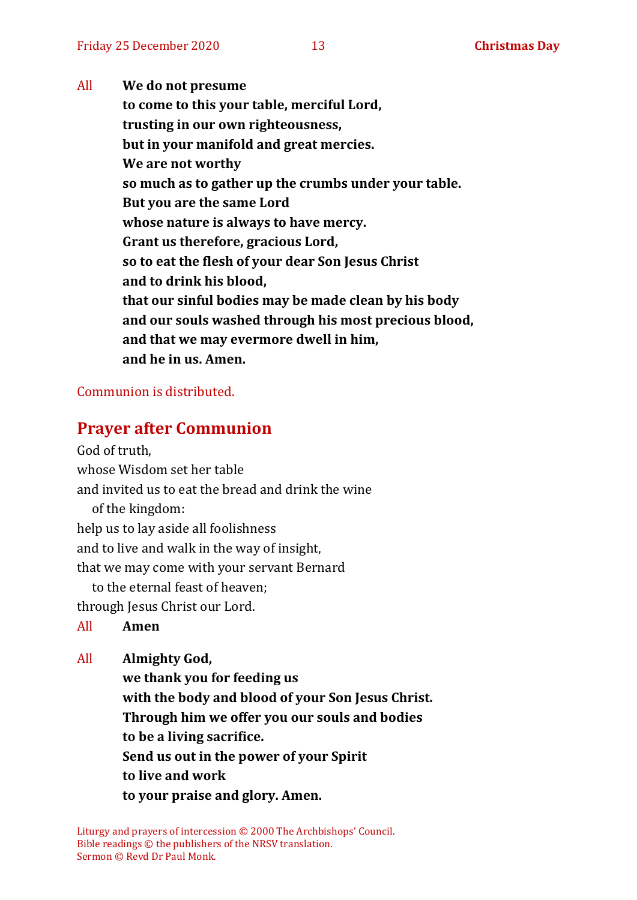All **We do not presume**
**to come to this your table, merciful Lord,**
**trusting in our own righteousness,**
**but in your manifold and great mercies.**
**We are not worthy**
**so much as to gather up the crumbs under your table.**
**But you are the same Lord**
**whose nature is always to have mercy.**
**Grant us therefore, gracious Lord,**
**so to eat the flesh of your dear Son Jesus Christ**
**and to drink his blood,**
**that our sinful bodies may be made clean by his body**
**and our souls washed through his most precious blood,**
**and that we may evermore dwell in him,**
**and he in us. Amen.**

Communion is distributed.

## Prayer after Communion

God of truth,
whose Wisdom set her table
and invited us to eat the bread and drink the wine
of the kingdom:
help us to lay aside all foolishness
and to live and walk in the way of insight,
that we may come with your servant Bernard
to the eternal feast of heaven;
through Jesus Christ our Lord.

All **Amen**

All **Almighty God,**
**we thank you for feeding us**
**with the body and blood of your Son Jesus Christ.**
**Through him we offer you our souls and bodies**
**to be a living sacrifice.**
**Send us out in the power of your Spirit**
**to live and work**
**to your praise and glory. Amen.**

Liturgy and prayers of intercession © 2000 The Archbishops' Council.
Bible readings © the publishers of the NRSV translation.
Sermon © Revd Dr Paul Monk.